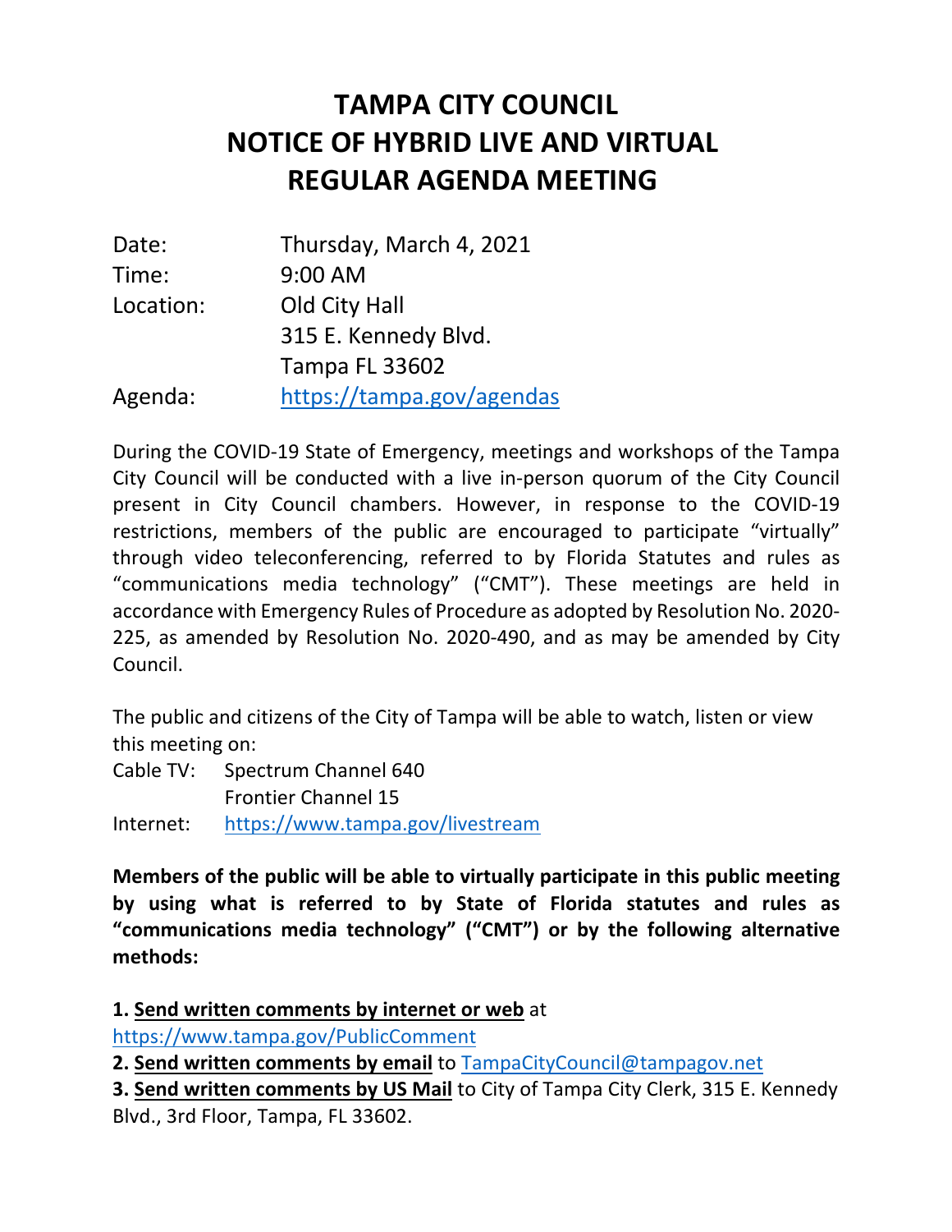# TAMPA CITY COUNCIL
# NOTICE OF HYBRID LIVE AND VIRTUAL REGULAR AGENDA MEETING

| | |
|---|---|
| Date: | Thursday, March 4, 2021 |
| Time: | 9:00 AM |
| Location: | Old City Hall<br>315 E. Kennedy Blvd.<br>Tampa FL 33602 |
| Agenda: | https://tampa.gov/agendas |

During the COVID-19 State of Emergency, meetings and workshops of the Tampa City Council will be conducted with a live in-person quorum of the City Council present in City Council chambers. However, in response to the COVID-19 restrictions, members of the public are encouraged to participate "virtually" through video teleconferencing, referred to by Florida Statutes and rules as "communications media technology" ("CMT"). These meetings are held in accordance with Emergency Rules of Procedure as adopted by Resolution No. 2020-225, as amended by Resolution No. 2020-490, and as may be amended by City Council.

The public and citizens of the City of Tampa will be able to watch, listen or view this meeting on:

| | |
|---|---|
| Cable TV: | Spectrum Channel 640<br>Frontier Channel 15 |
| Internet: | https://www.tampa.gov/livestream |

**Members of the public will be able to virtually participate in this public meeting by using what is referred to by State of Florida statutes and rules as "communications media technology" ("CMT") or by the following alternative methods:**

**1. Send written comments by internet or web** at https://www.tampa.gov/PublicComment

**2. Send written comments by email** to TampaCityCouncil@tampagov.net

**3. Send written comments by US Mail** to City of Tampa City Clerk, 315 E. Kennedy Blvd., 3rd Floor, Tampa, FL 33602.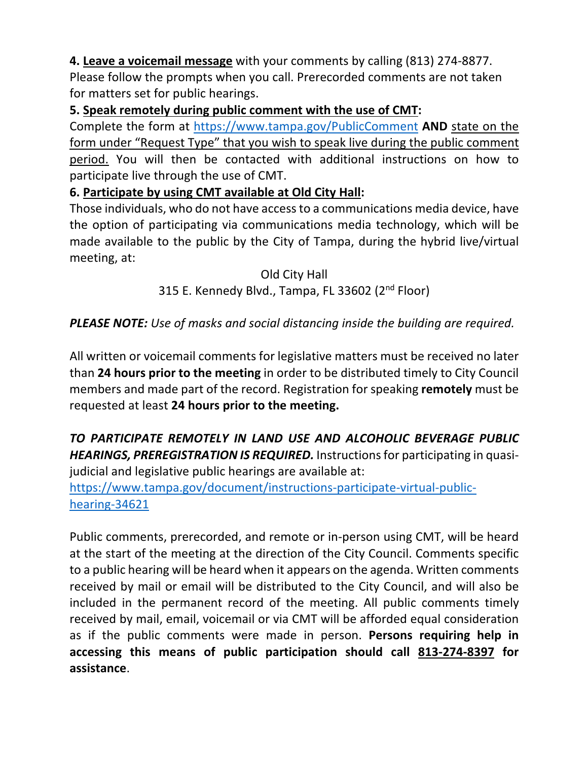**4. <u>Leave a voicemail message</u>** with your comments by calling (813) 274-8877. Please follow the prompts when you call. Prerecorded comments are not taken for matters set for public hearings.

**5. <u>Speak remotely during public comment with the use of CMT</u>:**
Complete the form at https://www.tampa.gov/PublicComment **AND** <u>state on the form under "Request Type" that you wish to speak live during the public comment period.</u> You will then be contacted with additional instructions on how to participate live through the use of CMT.

**6. <u>Participate by using CMT available at Old City Hall</u>:**
Those individuals, who do not have access to a communications media device, have the option of participating via communications media technology, which will be made available to the public by the City of Tampa, during the hybrid live/virtual meeting, at:

Old City Hall
315 E. Kennedy Blvd., Tampa, FL 33602 (2nd Floor)

***PLEASE NOTE:*** *Use of masks and social distancing inside the building are required.*

All written or voicemail comments for legislative matters must be received no later than **24 hours prior to the meeting** in order to be distributed timely to City Council members and made part of the record. Registration for speaking **remotely** must be requested at least **24 hours prior to the meeting.**

***TO PARTICIPATE REMOTELY IN LAND USE AND ALCOHOLIC BEVERAGE PUBLIC HEARINGS, PREREGISTRATION IS REQUIRED.*** Instructions for participating in quasi-judicial and legislative public hearings are available at:
https://www.tampa.gov/document/instructions-participate-virtual-public-hearing-34621

Public comments, prerecorded, and remote or in-person using CMT, will be heard at the start of the meeting at the direction of the City Council. Comments specific to a public hearing will be heard when it appears on the agenda. Written comments received by mail or email will be distributed to the City Council, and will also be included in the permanent record of the meeting. All public comments timely received by mail, email, voicemail or via CMT will be afforded equal consideration as if the public comments were made in person. **Persons requiring help in accessing this means of public participation should call <u>813-274-8397</u> for assistance**.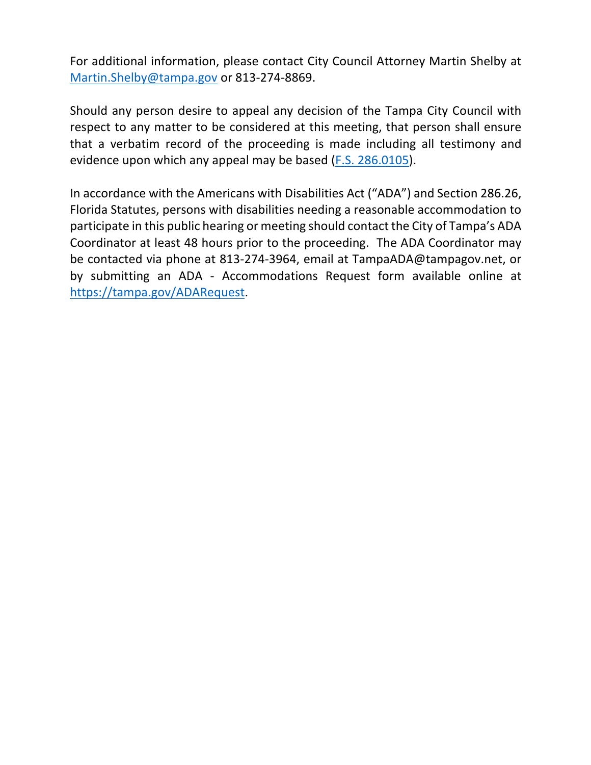For additional information, please contact City Council Attorney Martin Shelby at [Martin.Shelby@tampa.gov](mailto:Martin.Shelby@tampa.gov) or 813-274-8869.

Should any person desire to appeal any decision of the Tampa City Council with respect to any matter to be considered at this meeting, that person shall ensure that a verbatim record of the proceeding is made including all testimony and evidence upon which any appeal may be based (F.S. 286.0105).

In accordance with the Americans with Disabilities Act ("ADA") and Section 286.26, Florida Statutes, persons with disabilities needing a reasonable accommodation to participate in this public hearing or meeting should contact the City of Tampa's ADA Coordinator at least 48 hours prior to the proceeding. The ADA Coordinator may be contacted via phone at 813-274-3964, email at TampaADA@tampagov.net, or by submitting an ADA - Accommodations Request form available online at https://tampa.gov/ADARequest.